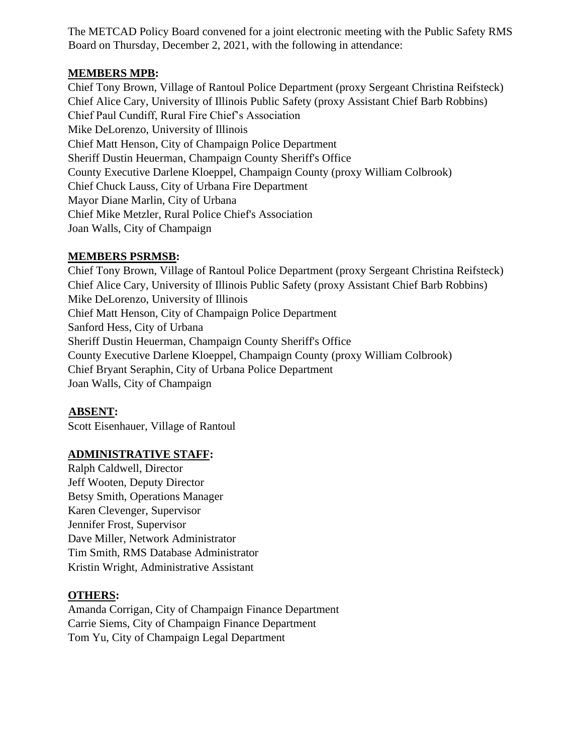The METCAD Policy Board convened for a joint electronic meeting with the Public Safety RMS Board on Thursday, December 2, 2021, with the following in attendance:

**MEMBERS MPB:**

Chief Tony Brown, Village of Rantoul Police Department (proxy Sergeant Christina Reifsteck)
Chief Alice Cary, University of Illinois Public Safety (proxy Assistant Chief Barb Robbins)
Chief Paul Cundiff, Rural Fire Chief's Association
Mike DeLorenzo, University of Illinois
Chief Matt Henson, City of Champaign Police Department
Sheriff Dustin Heuerman, Champaign County Sheriff's Office
County Executive Darlene Kloeppel, Champaign County (proxy William Colbrook)
Chief Chuck Lauss, City of Urbana Fire Department
Mayor Diane Marlin, City of Urbana
Chief Mike Metzler, Rural Police Chief's Association
Joan Walls, City of Champaign

**MEMBERS PSRMSB:**

Chief Tony Brown, Village of Rantoul Police Department (proxy Sergeant Christina Reifsteck)
Chief Alice Cary, University of Illinois Public Safety (proxy Assistant Chief Barb Robbins)
Mike DeLorenzo, University of Illinois
Chief Matt Henson, City of Champaign Police Department
Sanford Hess, City of Urbana
Sheriff Dustin Heuerman, Champaign County Sheriff's Office
County Executive Darlene Kloeppel, Champaign County (proxy William Colbrook)
Chief Bryant Seraphin, City of Urbana Police Department
Joan Walls, City of Champaign

**ABSENT:**

Scott Eisenhauer, Village of Rantoul

**ADMINISTRATIVE STAFF:**

Ralph Caldwell, Director
Jeff Wooten, Deputy Director
Betsy Smith, Operations Manager
Karen Clevenger, Supervisor
Jennifer Frost, Supervisor
Dave Miller, Network Administrator
Tim Smith, RMS Database Administrator
Kristin Wright, Administrative Assistant

**OTHERS:**

Amanda Corrigan, City of Champaign Finance Department
Carrie Siems, City of Champaign Finance Department
Tom Yu, City of Champaign Legal Department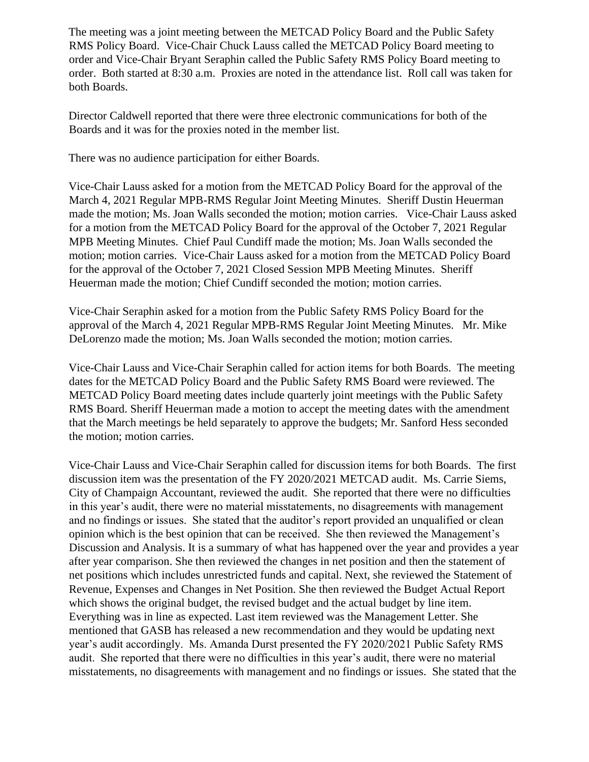The meeting was a joint meeting between the METCAD Policy Board and the Public Safety RMS Policy Board. Vice-Chair Chuck Lauss called the METCAD Policy Board meeting to order and Vice-Chair Bryant Seraphin called the Public Safety RMS Policy Board meeting to order. Both started at 8:30 a.m. Proxies are noted in the attendance list. Roll call was taken for both Boards.

Director Caldwell reported that there were three electronic communications for both of the Boards and it was for the proxies noted in the member list.

There was no audience participation for either Boards.

Vice-Chair Lauss asked for a motion from the METCAD Policy Board for the approval of the March 4, 2021 Regular MPB-RMS Regular Joint Meeting Minutes. Sheriff Dustin Heuerman made the motion; Ms. Joan Walls seconded the motion; motion carries. Vice-Chair Lauss asked for a motion from the METCAD Policy Board for the approval of the October 7, 2021 Regular MPB Meeting Minutes. Chief Paul Cundiff made the motion; Ms. Joan Walls seconded the motion; motion carries. Vice-Chair Lauss asked for a motion from the METCAD Policy Board for the approval of the October 7, 2021 Closed Session MPB Meeting Minutes. Sheriff Heuerman made the motion; Chief Cundiff seconded the motion; motion carries.

Vice-Chair Seraphin asked for a motion from the Public Safety RMS Policy Board for the approval of the March 4, 2021 Regular MPB-RMS Regular Joint Meeting Minutes. Mr. Mike DeLorenzo made the motion; Ms. Joan Walls seconded the motion; motion carries.

Vice-Chair Lauss and Vice-Chair Seraphin called for action items for both Boards. The meeting dates for the METCAD Policy Board and the Public Safety RMS Board were reviewed. The METCAD Policy Board meeting dates include quarterly joint meetings with the Public Safety RMS Board. Sheriff Heuerman made a motion to accept the meeting dates with the amendment that the March meetings be held separately to approve the budgets; Mr. Sanford Hess seconded the motion; motion carries.

Vice-Chair Lauss and Vice-Chair Seraphin called for discussion items for both Boards. The first discussion item was the presentation of the FY 2020/2021 METCAD audit. Ms. Carrie Siems, City of Champaign Accountant, reviewed the audit. She reported that there were no difficulties in this year's audit, there were no material misstatements, no disagreements with management and no findings or issues. She stated that the auditor's report provided an unqualified or clean opinion which is the best opinion that can be received. She then reviewed the Management's Discussion and Analysis. It is a summary of what has happened over the year and provides a year after year comparison. She then reviewed the changes in net position and then the statement of net positions which includes unrestricted funds and capital. Next, she reviewed the Statement of Revenue, Expenses and Changes in Net Position. She then reviewed the Budget Actual Report which shows the original budget, the revised budget and the actual budget by line item. Everything was in line as expected. Last item reviewed was the Management Letter. She mentioned that GASB has released a new recommendation and they would be updating next year's audit accordingly. Ms. Amanda Durst presented the FY 2020/2021 Public Safety RMS audit. She reported that there were no difficulties in this year's audit, there were no material misstatements, no disagreements with management and no findings or issues. She stated that the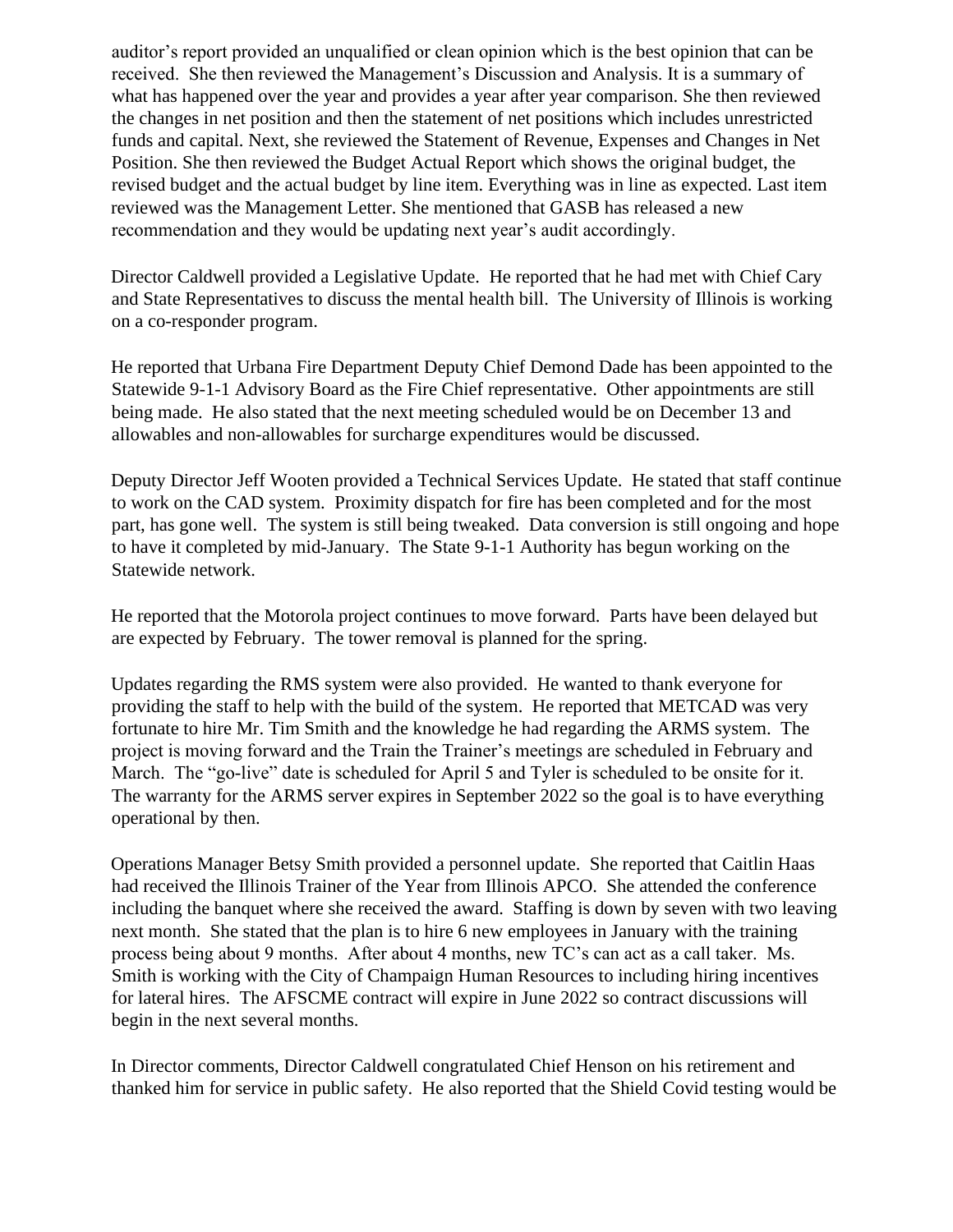auditor's report provided an unqualified or clean opinion which is the best opinion that can be received. She then reviewed the Management's Discussion and Analysis. It is a summary of what has happened over the year and provides a year after year comparison. She then reviewed the changes in net position and then the statement of net positions which includes unrestricted funds and capital. Next, she reviewed the Statement of Revenue, Expenses and Changes in Net Position. She then reviewed the Budget Actual Report which shows the original budget, the revised budget and the actual budget by line item. Everything was in line as expected. Last item reviewed was the Management Letter. She mentioned that GASB has released a new recommendation and they would be updating next year's audit accordingly.

Director Caldwell provided a Legislative Update. He reported that he had met with Chief Cary and State Representatives to discuss the mental health bill. The University of Illinois is working on a co-responder program.

He reported that Urbana Fire Department Deputy Chief Demond Dade has been appointed to the Statewide 9-1-1 Advisory Board as the Fire Chief representative. Other appointments are still being made. He also stated that the next meeting scheduled would be on December 13 and allowables and non-allowables for surcharge expenditures would be discussed.

Deputy Director Jeff Wooten provided a Technical Services Update. He stated that staff continue to work on the CAD system. Proximity dispatch for fire has been completed and for the most part, has gone well. The system is still being tweaked. Data conversion is still ongoing and hope to have it completed by mid-January. The State 9-1-1 Authority has begun working on the Statewide network.

He reported that the Motorola project continues to move forward. Parts have been delayed but are expected by February. The tower removal is planned for the spring.

Updates regarding the RMS system were also provided. He wanted to thank everyone for providing the staff to help with the build of the system. He reported that METCAD was very fortunate to hire Mr. Tim Smith and the knowledge he had regarding the ARMS system. The project is moving forward and the Train the Trainer's meetings are scheduled in February and March. The "go-live" date is scheduled for April 5 and Tyler is scheduled to be onsite for it. The warranty for the ARMS server expires in September 2022 so the goal is to have everything operational by then.

Operations Manager Betsy Smith provided a personnel update. She reported that Caitlin Haas had received the Illinois Trainer of the Year from Illinois APCO. She attended the conference including the banquet where she received the award. Staffing is down by seven with two leaving next month. She stated that the plan is to hire 6 new employees in January with the training process being about 9 months. After about 4 months, new TC's can act as a call taker. Ms. Smith is working with the City of Champaign Human Resources to including hiring incentives for lateral hires. The AFSCME contract will expire in June 2022 so contract discussions will begin in the next several months.

In Director comments, Director Caldwell congratulated Chief Henson on his retirement and thanked him for service in public safety. He also reported that the Shield Covid testing would be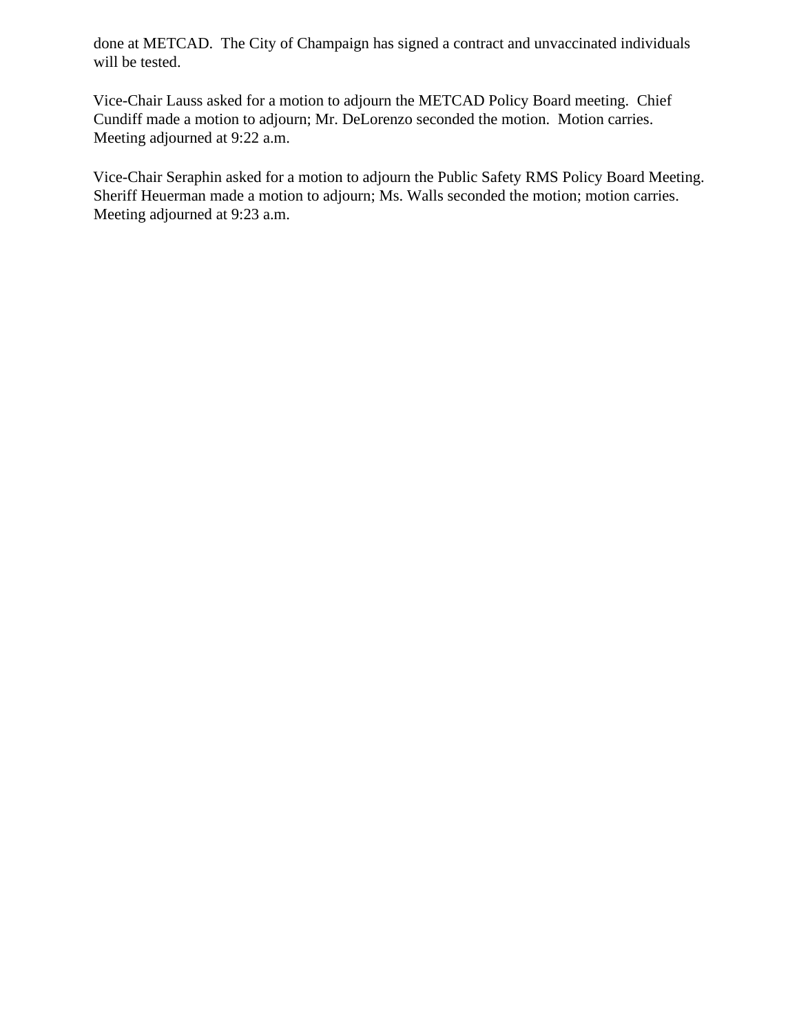done at METCAD. The City of Champaign has signed a contract and unvaccinated individuals will be tested.

Vice-Chair Lauss asked for a motion to adjourn the METCAD Policy Board meeting. Chief Cundiff made a motion to adjourn; Mr. DeLorenzo seconded the motion. Motion carries. Meeting adjourned at 9:22 a.m.

Vice-Chair Seraphin asked for a motion to adjourn the Public Safety RMS Policy Board Meeting. Sheriff Heuerman made a motion to adjourn; Ms. Walls seconded the motion; motion carries. Meeting adjourned at 9:23 a.m.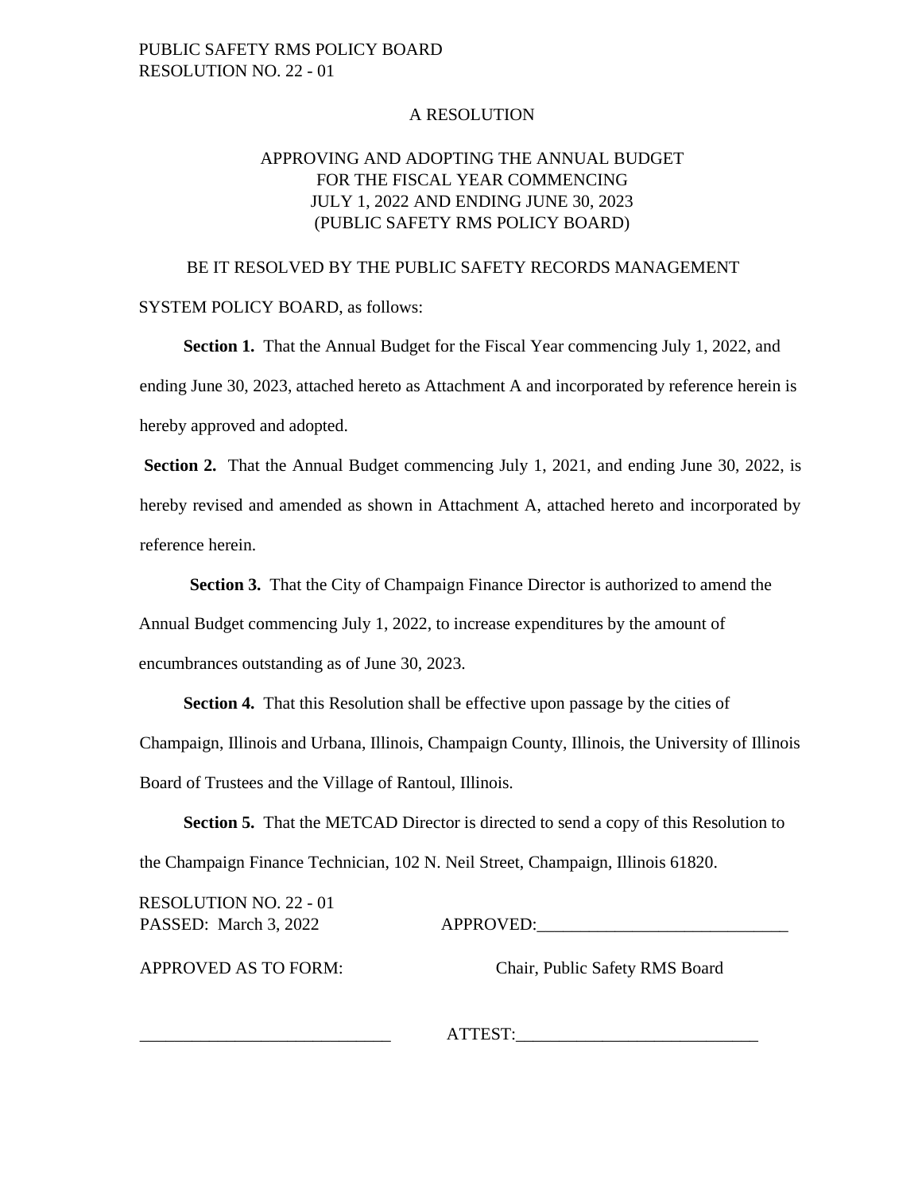PUBLIC SAFETY RMS POLICY BOARD
RESOLUTION NO. 22 - 01

A RESOLUTION

APPROVING AND ADOPTING THE ANNUAL BUDGET
FOR THE FISCAL YEAR COMMENCING
JULY 1, 2022 AND ENDING JUNE 30, 2023
(PUBLIC SAFETY RMS POLICY BOARD)

BE IT RESOLVED BY THE PUBLIC SAFETY RECORDS MANAGEMENT SYSTEM POLICY BOARD, as follows:

**Section 1.** That the Annual Budget for the Fiscal Year commencing July 1, 2022, and ending June 30, 2023, attached hereto as Attachment A and incorporated by reference herein is hereby approved and adopted.

**Section 2.** That the Annual Budget commencing July 1, 2021, and ending June 30, 2022, is hereby revised and amended as shown in Attachment A, attached hereto and incorporated by reference herein.

**Section 3.** That the City of Champaign Finance Director is authorized to amend the Annual Budget commencing July 1, 2022, to increase expenditures by the amount of encumbrances outstanding as of June 30, 2023.

**Section 4.** That this Resolution shall be effective upon passage by the cities of Champaign, Illinois and Urbana, Illinois, Champaign County, Illinois, the University of Illinois Board of Trustees and the Village of Rantoul, Illinois.

**Section 5.** That the METCAD Director is directed to send a copy of this Resolution to the Champaign Finance Technician, 102 N. Neil Street, Champaign, Illinois 61820.

RESOLUTION NO. 22 - 01
PASSED: March 3, 2022

APPROVED:_____________________________

Chair, Public Safety RMS Board

APPROVED AS TO FORM:

_____________________________

ATTEST:___________________________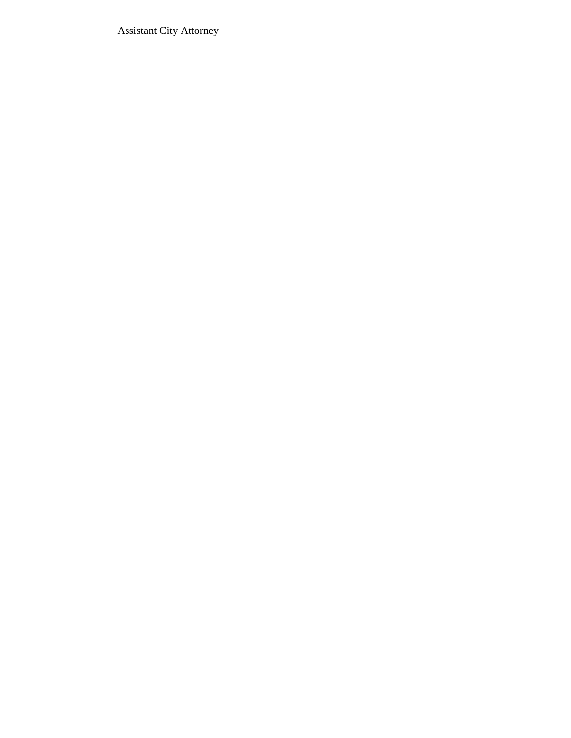Assistant City Attorney